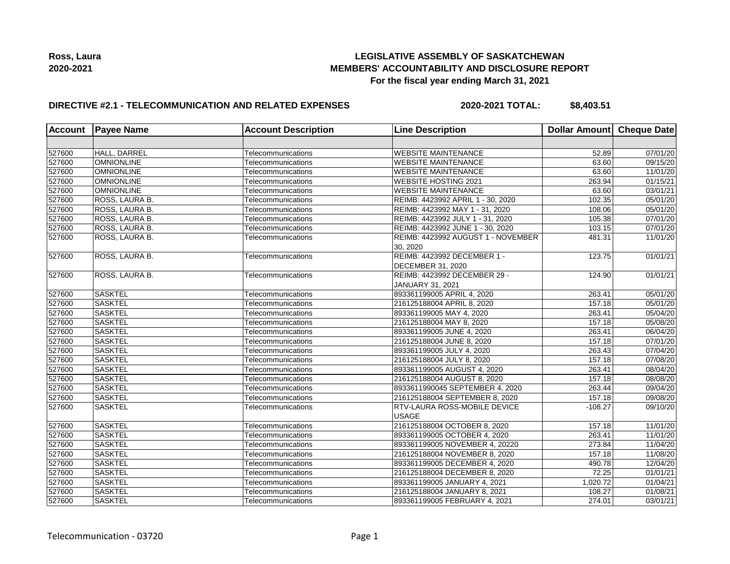**Ross, Laura**
**2020-2021**

# LEGISLATIVE ASSEMBLY OF SASKATCHEWAN
## MEMBERS' ACCOUNTABILITY AND DISCLOSURE REPORT
### For the fiscal year ending March 31, 2021

**DIRECTIVE #2.1 - TELECOMMUNICATION AND RELATED EXPENSES** **2020-2021 TOTAL: $8,403.51**

| Account | Payee Name | Account Description | Line Description | Dollar Amount | Cheque Date |
|---|---|---|---|---|---|
| | | | | | |
| 527600 | HALL, DARREL | Telecommunications | WEBSITE MAINTENANCE | 52.89 | 07/01/20 |
| 527600 | OMNIONLINE | Telecommunications | WEBSITE MAINTENANCE | 63.60 | 09/15/20 |
| 527600 | OMNIONLINE | Telecommunications | WEBSITE MAINTENANCE | 63.60 | 11/01/20 |
| 527600 | OMNIONLINE | Telecommunications | WEBSITE HOSTING 2021 | 263.94 | 01/15/21 |
| 527600 | OMNIONLINE | Telecommunications | WEBSITE MAINTENANCE | 63.60 | 03/01/21 |
| 527600 | ROSS, LAURA B. | Telecommunications | REIMB: 4423992 APRIL 1 - 30, 2020 | 102.35 | 05/01/20 |
| 527600 | ROSS, LAURA B. | Telecommunications | REIMB: 4423992 MAY 1 - 31, 2020 | 108.06 | 05/01/20 |
| 527600 | ROSS, LAURA B. | Telecommunications | REIMB: 4423992 JULY 1 - 31, 2020 | 105.38 | 07/01/20 |
| 527600 | ROSS, LAURA B. | Telecommunications | REIMB: 4423992 JUNE 1 - 30, 2020 | 103.15 | 07/01/20 |
| 527600 | ROSS, LAURA B. | Telecommunications | REIMB: 4423992 AUGUST 1 - NOVEMBER 30, 2020 | 481.31 | 11/01/20 |
| 527600 | ROSS, LAURA B. | Telecommunications | REIMB: 4423992 DECEMBER 1 - DECEMBER 31, 2020 | 123.75 | 01/01/21 |
| 527600 | ROSS, LAURA B. | Telecommunications | REIMB: 4423992 DECEMBER 29 - JANUARY 31, 2021 | 124.90 | 01/01/21 |
| 527600 | SASKTEL | Telecommunications | 893361199005 APRIL 4, 2020 | 263.41 | 05/01/20 |
| 527600 | SASKTEL | Telecommunications | 216125188004 APRIL 8, 2020 | 157.18 | 05/01/20 |
| 527600 | SASKTEL | Telecommunications | 893361199005 MAY 4, 2020 | 263.41 | 05/04/20 |
| 527600 | SASKTEL | Telecommunications | 216125188004 MAY 8, 2020 | 157.18 | 05/08/20 |
| 527600 | SASKTEL | Telecommunications | 893361199005 JUNE 4, 2020 | 263.41 | 06/04/20 |
| 527600 | SASKTEL | Telecommunications | 216125188004 JUNE 8, 2020 | 157.18 | 07/01/20 |
| 527600 | SASKTEL | Telecommunications | 893361199005 JULY 4, 2020 | 263.43 | 07/04/20 |
| 527600 | SASKTEL | Telecommunications | 216125188004 JULY 8, 2020 | 157.18 | 07/08/20 |
| 527600 | SASKTEL | Telecommunications | 893361199005 AUGUST 4, 2020 | 263.41 | 08/04/20 |
| 527600 | SASKTEL | Telecommunications | 216125188004 AUGUST 8, 2020 | 157.18 | 08/08/20 |
| 527600 | SASKTEL | Telecommunications | 8933611990045 SEPTEMBER 4, 2020 | 263.44 | 09/04/20 |
| 527600 | SASKTEL | Telecommunications | 216125188004 SEPTEMBER 8, 2020 | 157.18 | 09/08/20 |
| 527600 | SASKTEL | Telecommunications | RTV-LAURA ROSS-MOBILE DEVICE USAGE | -108.27 | 09/10/20 |
| 527600 | SASKTEL | Telecommunications | 216125188004 OCTOBER 8, 2020 | 157.18 | 11/01/20 |
| 527600 | SASKTEL | Telecommunications | 893361199005 OCTOBER 4, 2020 | 263.41 | 11/01/20 |
| 527600 | SASKTEL | Telecommunications | 893361199005 NOVEMBER 4, 20220 | 273.84 | 11/04/20 |
| 527600 | SASKTEL | Telecommunications | 216125188004 NOVEMBER 8, 2020 | 157.18 | 11/08/20 |
| 527600 | SASKTEL | Telecommunications | 893361199005 DECEMBER 4, 2020 | 490.78 | 12/04/20 |
| 527600 | SASKTEL | Telecommunications | 216125188004 DECEMBER 8, 2020 | 72.25 | 01/01/21 |
| 527600 | SASKTEL | Telecommunications | 893361199005 JANUARY 4, 2021 | 1,020.72 | 01/04/21 |
| 527600 | SASKTEL | Telecommunications | 216125188004 JANUARY 8, 2021 | 108.27 | 01/08/21 |
| 527600 | SASKTEL | Telecommunications | 893361199005 FEBRUARY 4, 2021 | 274.01 | 03/01/21 |

Telecommunication - 03720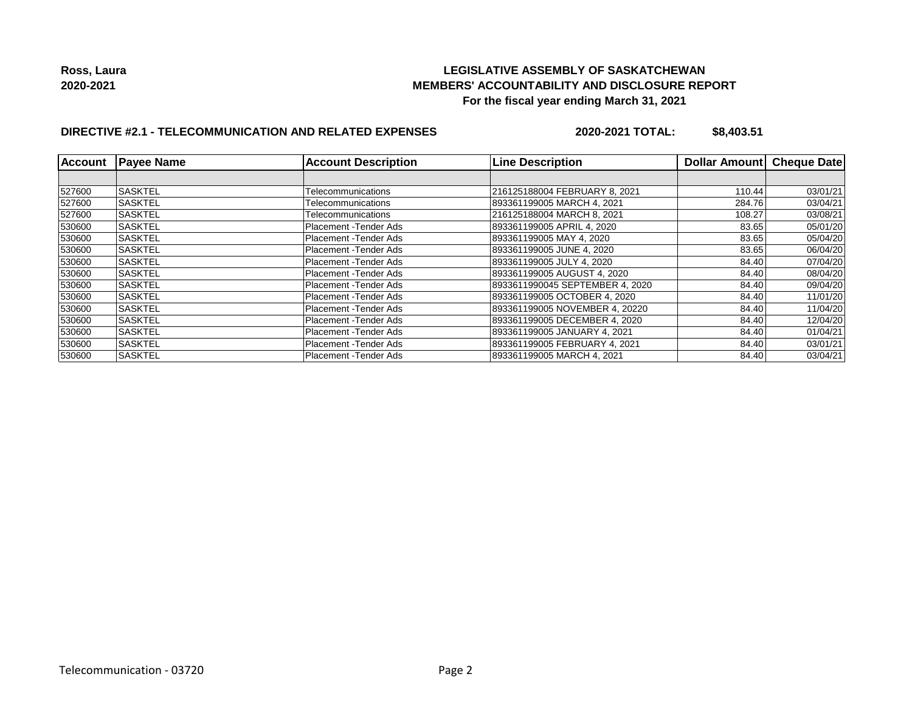**Ross, Laura**
**2020-2021**

# LEGISLATIVE ASSEMBLY OF SASKATCHEWAN
## MEMBERS' ACCOUNTABILITY AND DISCLOSURE REPORT
### For the fiscal year ending March 31, 2021

**DIRECTIVE #2.1 - TELECOMMUNICATION AND RELATED EXPENSES** **2020-2021 TOTAL: $8,403.51**

| Account | Payee Name | Account Description | Line Description | Dollar Amount | Cheque Date |
|---|---|---|---|---|---|
| | | | | | |
| 527600 | SASKTEL | Telecommunications | 216125188004 FEBRUARY 8, 2021 | 110.44 | 03/01/21 |
| 527600 | SASKTEL | Telecommunications | 893361199005 MARCH 4, 2021 | 284.76 | 03/04/21 |
| 527600 | SASKTEL | Telecommunications | 216125188004 MARCH 8, 2021 | 108.27 | 03/08/21 |
| 530600 | SASKTEL | Placement -Tender Ads | 893361199005 APRIL 4, 2020 | 83.65 | 05/01/20 |
| 530600 | SASKTEL | Placement -Tender Ads | 893361199005 MAY 4, 2020 | 83.65 | 05/04/20 |
| 530600 | SASKTEL | Placement -Tender Ads | 893361199005 JUNE 4, 2020 | 83.65 | 06/04/20 |
| 530600 | SASKTEL | Placement -Tender Ads | 893361199005 JULY 4, 2020 | 84.40 | 07/04/20 |
| 530600 | SASKTEL | Placement -Tender Ads | 893361199005 AUGUST 4, 2020 | 84.40 | 08/04/20 |
| 530600 | SASKTEL | Placement -Tender Ads | 8933611990045 SEPTEMBER 4, 2020 | 84.40 | 09/04/20 |
| 530600 | SASKTEL | Placement -Tender Ads | 893361199005 OCTOBER 4, 2020 | 84.40 | 11/01/20 |
| 530600 | SASKTEL | Placement -Tender Ads | 893361199005 NOVEMBER 4, 20220 | 84.40 | 11/04/20 |
| 530600 | SASKTEL | Placement -Tender Ads | 893361199005 DECEMBER 4, 2020 | 84.40 | 12/04/20 |
| 530600 | SASKTEL | Placement -Tender Ads | 893361199005 JANUARY 4, 2021 | 84.40 | 01/04/21 |
| 530600 | SASKTEL | Placement -Tender Ads | 893361199005 FEBRUARY 4, 2021 | 84.40 | 03/01/21 |
| 530600 | SASKTEL | Placement -Tender Ads | 893361199005 MARCH 4, 2021 | 84.40 | 03/04/21 |

Telecommunication - 03720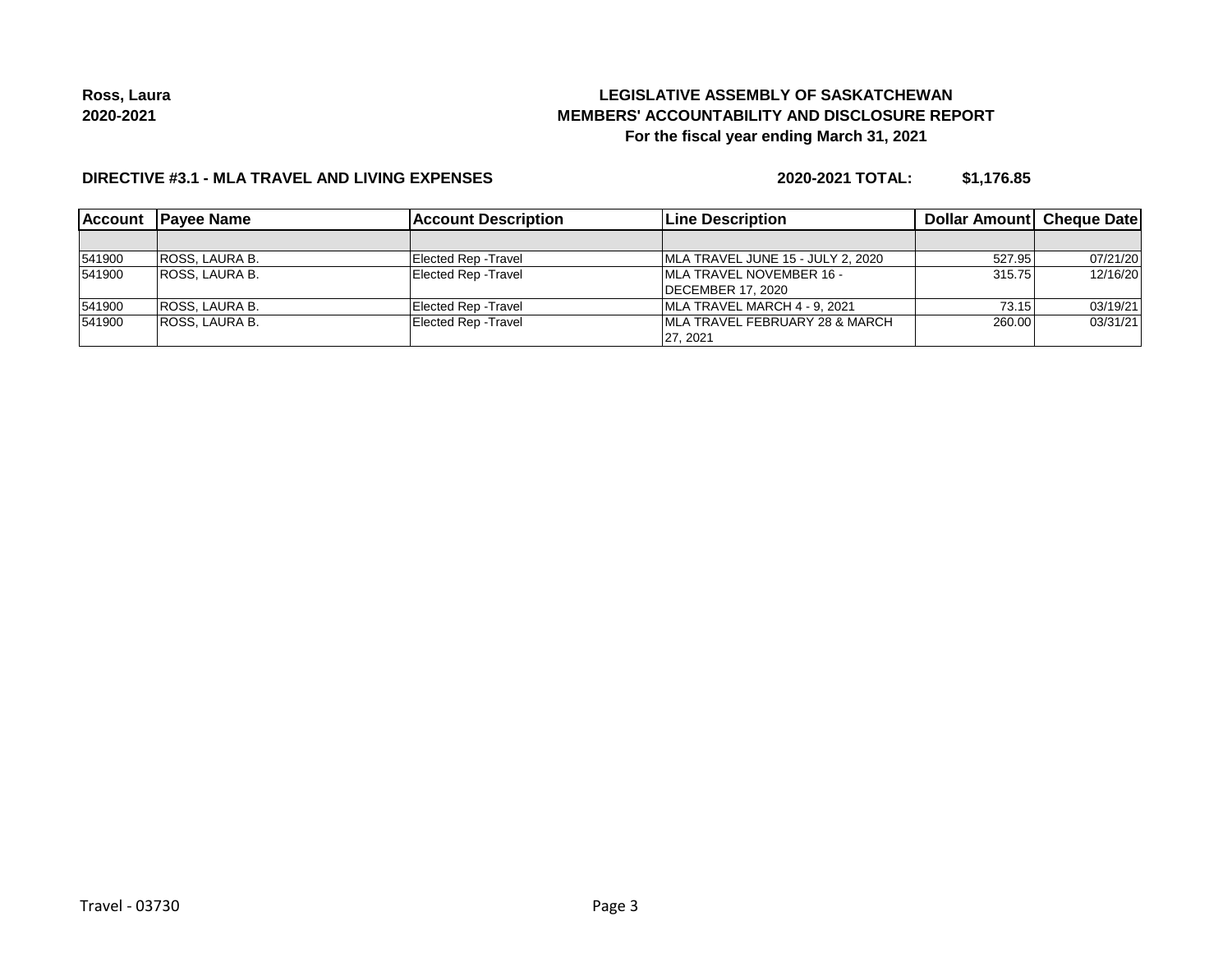**Ross, Laura**
**2020-2021**

## LEGISLATIVE ASSEMBLY OF SASKATCHEWAN
## MEMBERS' ACCOUNTABILITY AND DISCLOSURE REPORT
### For the fiscal year ending March 31, 2021

**DIRECTIVE #3.1 - MLA TRAVEL AND LIVING EXPENSES** **2020-2021 TOTAL: $1,176.85**

| Account | Payee Name | Account Description | Line Description | Dollar Amount | Cheque Date |
|---|---|---|---|---|---|
| | | | | | |
| 541900 | ROSS, LAURA B. | Elected Rep -Travel | MLA TRAVEL JUNE 15 - JULY 2, 2020 | 527.95 | 07/21/20 |
| 541900 | ROSS, LAURA B. | Elected Rep -Travel | MLA TRAVEL NOVEMBER 16 - DECEMBER 17, 2020 | 315.75 | 12/16/20 |
| 541900 | ROSS, LAURA B. | Elected Rep -Travel | MLA TRAVEL MARCH 4 - 9, 2021 | 73.15 | 03/19/21 |
| 541900 | ROSS, LAURA B. | Elected Rep -Travel | MLA TRAVEL FEBRUARY 28 & MARCH 27, 2021 | 260.00 | 03/31/21 |

Travel - 03730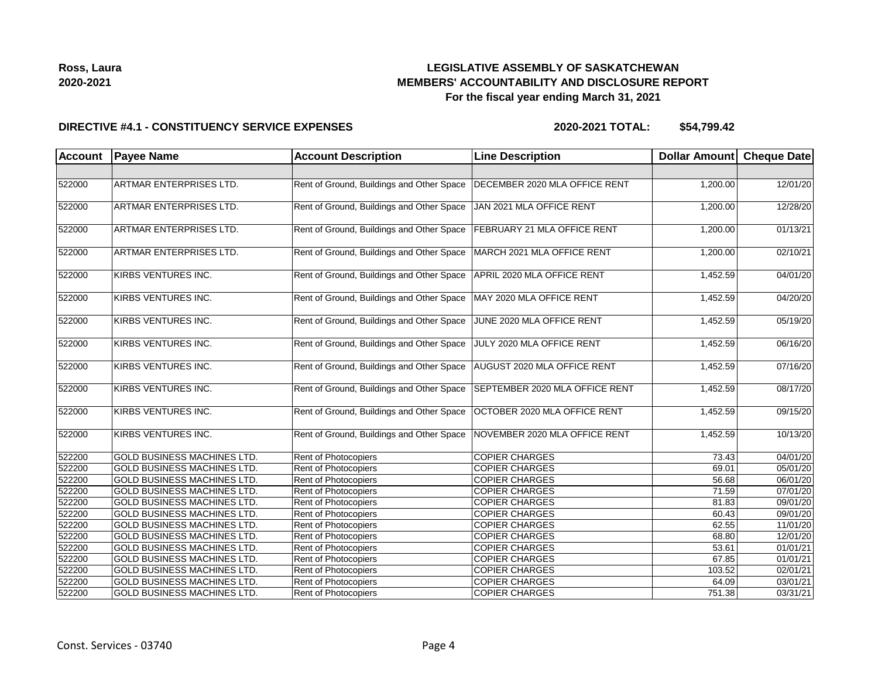**Ross, Laura**
**2020-2021**

# LEGISLATIVE ASSEMBLY OF SASKATCHEWAN
## MEMBERS' ACCOUNTABILITY AND DISCLOSURE REPORT
### For the fiscal year ending March 31, 2021

**DIRECTIVE #4.1 - CONSTITUENCY SERVICE EXPENSES** **2020-2021 TOTAL: $54,799.42**

| Account | Payee Name | Account Description | Line Description | Dollar Amount | Cheque Date |
|---|---|---|---|---|---|
| | | | | | |
| 522000 | ARTMAR ENTERPRISES LTD. | Rent of Ground, Buildings and Other Space | DECEMBER 2020 MLA OFFICE RENT | 1,200.00 | 12/01/20 |
| 522000 | ARTMAR ENTERPRISES LTD. | Rent of Ground, Buildings and Other Space | JAN 2021 MLA OFFICE RENT | 1,200.00 | 12/28/20 |
| 522000 | ARTMAR ENTERPRISES LTD. | Rent of Ground, Buildings and Other Space | FEBRUARY 21 MLA OFFICE RENT | 1,200.00 | 01/13/21 |
| 522000 | ARTMAR ENTERPRISES LTD. | Rent of Ground, Buildings and Other Space | MARCH 2021 MLA OFFICE RENT | 1,200.00 | 02/10/21 |
| 522000 | KIRBS VENTURES INC. | Rent of Ground, Buildings and Other Space | APRIL 2020 MLA OFFICE RENT | 1,452.59 | 04/01/20 |
| 522000 | KIRBS VENTURES INC. | Rent of Ground, Buildings and Other Space | MAY 2020 MLA OFFICE RENT | 1,452.59 | 04/20/20 |
| 522000 | KIRBS VENTURES INC. | Rent of Ground, Buildings and Other Space | JUNE 2020 MLA OFFICE RENT | 1,452.59 | 05/19/20 |
| 522000 | KIRBS VENTURES INC. | Rent of Ground, Buildings and Other Space | JULY 2020 MLA OFFICE RENT | 1,452.59 | 06/16/20 |
| 522000 | KIRBS VENTURES INC. | Rent of Ground, Buildings and Other Space | AUGUST 2020 MLA OFFICE RENT | 1,452.59 | 07/16/20 |
| 522000 | KIRBS VENTURES INC. | Rent of Ground, Buildings and Other Space | SEPTEMBER 2020 MLA OFFICE RENT | 1,452.59 | 08/17/20 |
| 522000 | KIRBS VENTURES INC. | Rent of Ground, Buildings and Other Space | OCTOBER 2020 MLA OFFICE RENT | 1,452.59 | 09/15/20 |
| 522000 | KIRBS VENTURES INC. | Rent of Ground, Buildings and Other Space | NOVEMBER 2020 MLA OFFICE RENT | 1,452.59 | 10/13/20 |
| 522200 | GOLD BUSINESS MACHINES LTD. | Rent of Photocopiers | COPIER CHARGES | 73.43 | 04/01/20 |
| 522200 | GOLD BUSINESS MACHINES LTD. | Rent of Photocopiers | COPIER CHARGES | 69.01 | 05/01/20 |
| 522200 | GOLD BUSINESS MACHINES LTD. | Rent of Photocopiers | COPIER CHARGES | 56.68 | 06/01/20 |
| 522200 | GOLD BUSINESS MACHINES LTD. | Rent of Photocopiers | COPIER CHARGES | 71.59 | 07/01/20 |
| 522200 | GOLD BUSINESS MACHINES LTD. | Rent of Photocopiers | COPIER CHARGES | 81.83 | 09/01/20 |
| 522200 | GOLD BUSINESS MACHINES LTD. | Rent of Photocopiers | COPIER CHARGES | 60.43 | 09/01/20 |
| 522200 | GOLD BUSINESS MACHINES LTD. | Rent of Photocopiers | COPIER CHARGES | 62.55 | 11/01/20 |
| 522200 | GOLD BUSINESS MACHINES LTD. | Rent of Photocopiers | COPIER CHARGES | 68.80 | 12/01/20 |
| 522200 | GOLD BUSINESS MACHINES LTD. | Rent of Photocopiers | COPIER CHARGES | 53.61 | 01/01/21 |
| 522200 | GOLD BUSINESS MACHINES LTD. | Rent of Photocopiers | COPIER CHARGES | 67.85 | 01/01/21 |
| 522200 | GOLD BUSINESS MACHINES LTD. | Rent of Photocopiers | COPIER CHARGES | 103.52 | 02/01/21 |
| 522200 | GOLD BUSINESS MACHINES LTD. | Rent of Photocopiers | COPIER CHARGES | 64.09 | 03/01/21 |
| 522200 | GOLD BUSINESS MACHINES LTD. | Rent of Photocopiers | COPIER CHARGES | 751.38 | 03/31/21 |

Const. Services - 03740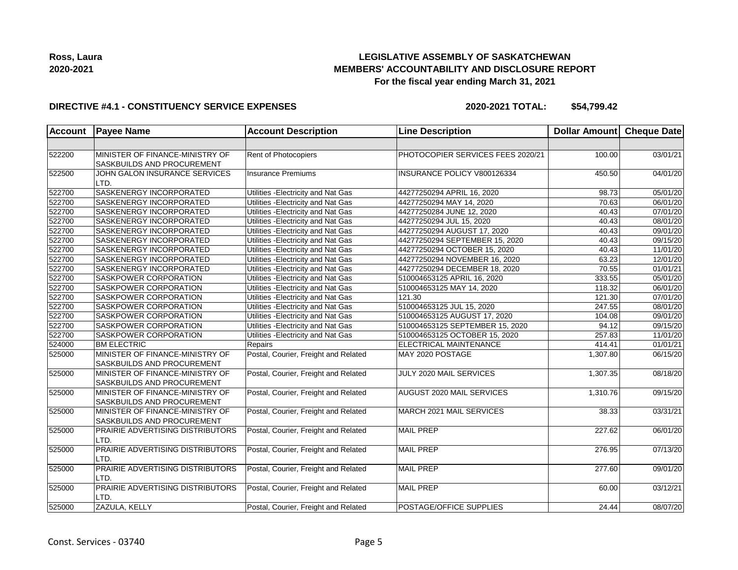**Ross, Laura**
**2020-2021**

# LEGISLATIVE ASSEMBLY OF SASKATCHEWAN
## MEMBERS' ACCOUNTABILITY AND DISCLOSURE REPORT
### For the fiscal year ending March 31, 2021

**DIRECTIVE #4.1 - CONSTITUENCY SERVICE EXPENSES** **2020-2021 TOTAL: $54,799.42**

| Account | Payee Name | Account Description | Line Description | Dollar Amount | Cheque Date |
|---|---|---|---|---|---|
| | | | | | |
| 522200 | MINISTER OF FINANCE-MINISTRY OF SASKBUILDS AND PROCUREMENT | Rent of Photocopiers | PHOTOCOPIER SERVICES FEES 2020/21 | 100.00 | 03/01/21 |
| 522500 | JOHN GALON INSURANCE SERVICES LTD. | Insurance Premiums | INSURANCE POLICY V800126334 | 450.50 | 04/01/20 |
| 522700 | SASKENERGY INCORPORATED | Utilities -Electricity and Nat Gas | 44277250294 APRIL 16, 2020 | 98.73 | 05/01/20 |
| 522700 | SASKENERGY INCORPORATED | Utilities -Electricity and Nat Gas | 44277250294 MAY 14, 2020 | 70.63 | 06/01/20 |
| 522700 | SASKENERGY INCORPORATED | Utilities -Electricity and Nat Gas | 44277250284 JUNE 12, 2020 | 40.43 | 07/01/20 |
| 522700 | SASKENERGY INCORPORATED | Utilities -Electricity and Nat Gas | 44277250294 JUL 15, 2020 | 40.43 | 08/01/20 |
| 522700 | SASKENERGY INCORPORATED | Utilities -Electricity and Nat Gas | 44277250294 AUGUST 17, 2020 | 40.43 | 09/01/20 |
| 522700 | SASKENERGY INCORPORATED | Utilities -Electricity and Nat Gas | 44277250294 SEPTEMBER 15, 2020 | 40.43 | 09/15/20 |
| 522700 | SASKENERGY INCORPORATED | Utilities -Electricity and Nat Gas | 44277250294 OCTOBER 15, 2020 | 40.43 | 11/01/20 |
| 522700 | SASKENERGY INCORPORATED | Utilities -Electricity and Nat Gas | 44277250294 NOVEMBER 16, 2020 | 63.23 | 12/01/20 |
| 522700 | SASKENERGY INCORPORATED | Utilities -Electricity and Nat Gas | 44277250294 DECEMBER 18, 2020 | 70.55 | 01/01/21 |
| 522700 | SASKPOWER CORPORATION | Utilities -Electricity and Nat Gas | 510004653125 APRIL 16, 2020 | 333.55 | 05/01/20 |
| 522700 | SASKPOWER CORPORATION | Utilities -Electricity and Nat Gas | 510004653125 MAY 14, 2020 | 118.32 | 06/01/20 |
| 522700 | SASKPOWER CORPORATION | Utilities -Electricity and Nat Gas | 121.30 | 121.30 | 07/01/20 |
| 522700 | SASKPOWER CORPORATION | Utilities -Electricity and Nat Gas | 510004653125 JUL 15, 2020 | 247.55 | 08/01/20 |
| 522700 | SASKPOWER CORPORATION | Utilities -Electricity and Nat Gas | 510004653125 AUGUST 17, 2020 | 104.08 | 09/01/20 |
| 522700 | SASKPOWER CORPORATION | Utilities -Electricity and Nat Gas | 510004653125 SEPTEMBER 15, 2020 | 94.12 | 09/15/20 |
| 522700 | SASKPOWER CORPORATION | Utilities -Electricity and Nat Gas | 510004653125 OCTOBER 15, 2020 | 257.83 | 11/01/20 |
| 524000 | BM ELECTRIC | Repairs | ELECTRICAL MAINTENANCE | 414.41 | 01/01/21 |
| 525000 | MINISTER OF FINANCE-MINISTRY OF SASKBUILDS AND PROCUREMENT | Postal, Courier, Freight and Related | MAY 2020 POSTAGE | 1,307.80 | 06/15/20 |
| 525000 | MINISTER OF FINANCE-MINISTRY OF SASKBUILDS AND PROCUREMENT | Postal, Courier, Freight and Related | JULY 2020 MAIL SERVICES | 1,307.35 | 08/18/20 |
| 525000 | MINISTER OF FINANCE-MINISTRY OF SASKBUILDS AND PROCUREMENT | Postal, Courier, Freight and Related | AUGUST 2020 MAIL SERVICES | 1,310.76 | 09/15/20 |
| 525000 | MINISTER OF FINANCE-MINISTRY OF SASKBUILDS AND PROCUREMENT | Postal, Courier, Freight and Related | MARCH 2021 MAIL SERVICES | 38.33 | 03/31/21 |
| 525000 | PRAIRIE ADVERTISING DISTRIBUTORS LTD. | Postal, Courier, Freight and Related | MAIL PREP | 227.62 | 06/01/20 |
| 525000 | PRAIRIE ADVERTISING DISTRIBUTORS LTD. | Postal, Courier, Freight and Related | MAIL PREP | 276.95 | 07/13/20 |
| 525000 | PRAIRIE ADVERTISING DISTRIBUTORS LTD. | Postal, Courier, Freight and Related | MAIL PREP | 277.60 | 09/01/20 |
| 525000 | PRAIRIE ADVERTISING DISTRIBUTORS LTD. | Postal, Courier, Freight and Related | MAIL PREP | 60.00 | 03/12/21 |
| 525000 | ZAZULA, KELLY | Postal, Courier, Freight and Related | POSTAGE/OFFICE SUPPLIES | 24.44 | 08/07/20 |

Const. Services - 03740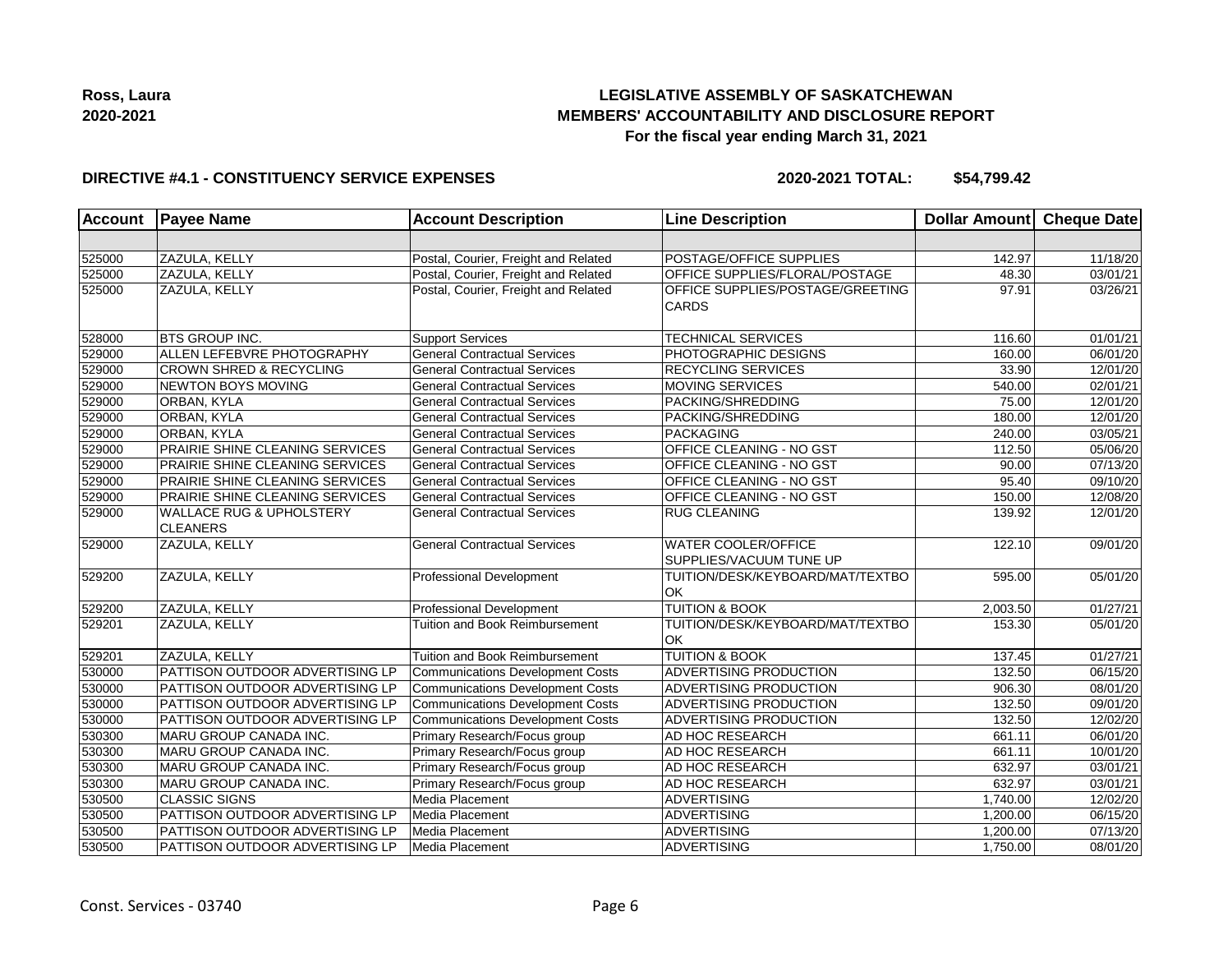**Ross, Laura**
**2020-2021**

# LEGISLATIVE ASSEMBLY OF SASKATCHEWAN
## MEMBERS' ACCOUNTABILITY AND DISCLOSURE REPORT
### For the fiscal year ending March 31, 2021

**DIRECTIVE #4.1 - CONSTITUENCY SERVICE EXPENSES** **2020-2021 TOTAL: $54,799.42**

| Account | Payee Name | Account Description | Line Description | Dollar Amount | Cheque Date |
|---|---|---|---|---|---|
| | | | | | |
| 525000 | ZAZULA, KELLY | Postal, Courier, Freight and Related | POSTAGE/OFFICE SUPPLIES | 142.97 | 11/18/20 |
| 525000 | ZAZULA, KELLY | Postal, Courier, Freight and Related | OFFICE SUPPLIES/FLORAL/POSTAGE | 48.30 | 03/01/21 |
| 525000 | ZAZULA, KELLY | Postal, Courier, Freight and Related | OFFICE SUPPLIES/POSTAGE/GREETING CARDS | 97.91 | 03/26/21 |
| 528000 | BTS GROUP INC. | Support Services | TECHNICAL SERVICES | 116.60 | 01/01/21 |
| 529000 | ALLEN LEFEBVRE PHOTOGRAPHY | General Contractual Services | PHOTOGRAPHIC DESIGNS | 160.00 | 06/01/20 |
| 529000 | CROWN SHRED & RECYCLING | General Contractual Services | RECYCLING SERVICES | 33.90 | 12/01/20 |
| 529000 | NEWTON BOYS MOVING | General Contractual Services | MOVING SERVICES | 540.00 | 02/01/21 |
| 529000 | ORBAN, KYLA | General Contractual Services | PACKING/SHREDDING | 75.00 | 12/01/20 |
| 529000 | ORBAN, KYLA | General Contractual Services | PACKING/SHREDDING | 180.00 | 12/01/20 |
| 529000 | ORBAN, KYLA | General Contractual Services | PACKAGING | 240.00 | 03/05/21 |
| 529000 | PRAIRIE SHINE CLEANING SERVICES | General Contractual Services | OFFICE CLEANING - NO GST | 112.50 | 05/06/20 |
| 529000 | PRAIRIE SHINE CLEANING SERVICES | General Contractual Services | OFFICE CLEANING - NO GST | 90.00 | 07/13/20 |
| 529000 | PRAIRIE SHINE CLEANING SERVICES | General Contractual Services | OFFICE CLEANING - NO GST | 95.40 | 09/10/20 |
| 529000 | PRAIRIE SHINE CLEANING SERVICES | General Contractual Services | OFFICE CLEANING - NO GST | 150.00 | 12/08/20 |
| 529000 | WALLACE RUG & UPHOLSTERY CLEANERS | General Contractual Services | RUG CLEANING | 139.92 | 12/01/20 |
| 529000 | ZAZULA, KELLY | General Contractual Services | WATER COOLER/OFFICE SUPPLIES/VACUUM TUNE UP | 122.10 | 09/01/20 |
| 529200 | ZAZULA, KELLY | Professional Development | TUITION/DESK/KEYBOARD/MAT/TEXTBOOK | 595.00 | 05/01/20 |
| 529200 | ZAZULA, KELLY | Professional Development | TUITION & BOOK | 2,003.50 | 01/27/21 |
| 529201 | ZAZULA, KELLY | Tuition and Book Reimbursement | TUITION/DESK/KEYBOARD/MAT/TEXTBOOK | 153.30 | 05/01/20 |
| 529201 | ZAZULA, KELLY | Tuition and Book Reimbursement | TUITION & BOOK | 137.45 | 01/27/21 |
| 530000 | PATTISON OUTDOOR ADVERTISING LP | Communications Development Costs | ADVERTISING PRODUCTION | 132.50 | 06/15/20 |
| 530000 | PATTISON OUTDOOR ADVERTISING LP | Communications Development Costs | ADVERTISING PRODUCTION | 906.30 | 08/01/20 |
| 530000 | PATTISON OUTDOOR ADVERTISING LP | Communications Development Costs | ADVERTISING PRODUCTION | 132.50 | 09/01/20 |
| 530000 | PATTISON OUTDOOR ADVERTISING LP | Communications Development Costs | ADVERTISING PRODUCTION | 132.50 | 12/02/20 |
| 530300 | MARU GROUP CANADA INC. | Primary Research/Focus group | AD HOC RESEARCH | 661.11 | 06/01/20 |
| 530300 | MARU GROUP CANADA INC. | Primary Research/Focus group | AD HOC RESEARCH | 661.11 | 10/01/20 |
| 530300 | MARU GROUP CANADA INC. | Primary Research/Focus group | AD HOC RESEARCH | 632.97 | 03/01/21 |
| 530300 | MARU GROUP CANADA INC. | Primary Research/Focus group | AD HOC RESEARCH | 632.97 | 03/01/21 |
| 530500 | CLASSIC SIGNS | Media Placement | ADVERTISING | 1,740.00 | 12/02/20 |
| 530500 | PATTISON OUTDOOR ADVERTISING LP | Media Placement | ADVERTISING | 1,200.00 | 06/15/20 |
| 530500 | PATTISON OUTDOOR ADVERTISING LP | Media Placement | ADVERTISING | 1,200.00 | 07/13/20 |
| 530500 | PATTISON OUTDOOR ADVERTISING LP | Media Placement | ADVERTISING | 1,750.00 | 08/01/20 |

Const. Services - 03740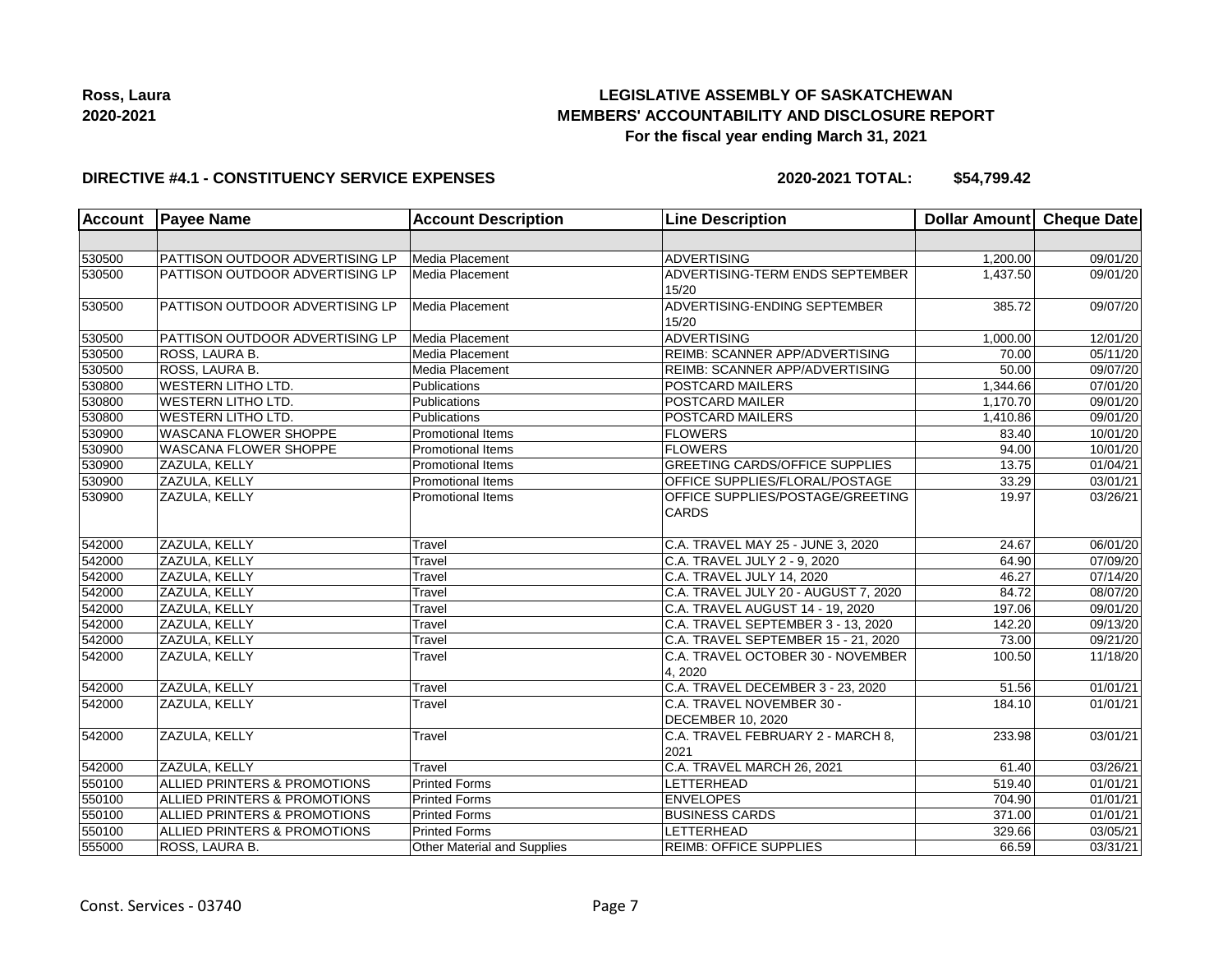**Ross, Laura**
**2020-2021**

# LEGISLATIVE ASSEMBLY OF SASKATCHEWAN
## MEMBERS' ACCOUNTABILITY AND DISCLOSURE REPORT
### For the fiscal year ending March 31, 2021

**DIRECTIVE #4.1 - CONSTITUENCY SERVICE EXPENSES** **2020-2021 TOTAL: $54,799.42**

| Account | Payee Name | Account Description | Line Description | Dollar Amount | Cheque Date |
|---|---|---|---|---|---|
| | | | | | |
| 530500 | PATTISON OUTDOOR ADVERTISING LP | Media Placement | ADVERTISING | 1,200.00 | 09/01/20 |
| 530500 | PATTISON OUTDOOR ADVERTISING LP | Media Placement | ADVERTISING-TERM ENDS SEPTEMBER 15/20 | 1,437.50 | 09/01/20 |
| 530500 | PATTISON OUTDOOR ADVERTISING LP | Media Placement | ADVERTISING-ENDING SEPTEMBER 15/20 | 385.72 | 09/07/20 |
| 530500 | PATTISON OUTDOOR ADVERTISING LP | Media Placement | ADVERTISING | 1,000.00 | 12/01/20 |
| 530500 | ROSS, LAURA B. | Media Placement | REIMB: SCANNER APP/ADVERTISING | 70.00 | 05/11/20 |
| 530500 | ROSS, LAURA B. | Media Placement | REIMB: SCANNER APP/ADVERTISING | 50.00 | 09/07/20 |
| 530800 | WESTERN LITHO LTD. | Publications | POSTCARD MAILERS | 1,344.66 | 07/01/20 |
| 530800 | WESTERN LITHO LTD. | Publications | POSTCARD MAILER | 1,170.70 | 09/01/20 |
| 530800 | WESTERN LITHO LTD. | Publications | POSTCARD MAILERS | 1,410.86 | 09/01/20 |
| 530900 | WASCANA FLOWER SHOPPE | Promotional Items | FLOWERS | 83.40 | 10/01/20 |
| 530900 | WASCANA FLOWER SHOPPE | Promotional Items | FLOWERS | 94.00 | 10/01/20 |
| 530900 | ZAZULA, KELLY | Promotional Items | GREETING CARDS/OFFICE SUPPLIES | 13.75 | 01/04/21 |
| 530900 | ZAZULA, KELLY | Promotional Items | OFFICE SUPPLIES/FLORAL/POSTAGE | 33.29 | 03/01/21 |
| 530900 | ZAZULA, KELLY | Promotional Items | OFFICE SUPPLIES/POSTAGE/GREETING CARDS | 19.97 | 03/26/21 |
| 542000 | ZAZULA, KELLY | Travel | C.A. TRAVEL MAY 25 - JUNE 3, 2020 | 24.67 | 06/01/20 |
| 542000 | ZAZULA, KELLY | Travel | C.A. TRAVEL JULY 2 - 9, 2020 | 64.90 | 07/09/20 |
| 542000 | ZAZULA, KELLY | Travel | C.A. TRAVEL JULY 14, 2020 | 46.27 | 07/14/20 |
| 542000 | ZAZULA, KELLY | Travel | C.A. TRAVEL JULY 20 - AUGUST 7, 2020 | 84.72 | 08/07/20 |
| 542000 | ZAZULA, KELLY | Travel | C.A. TRAVEL AUGUST 14 - 19, 2020 | 197.06 | 09/01/20 |
| 542000 | ZAZULA, KELLY | Travel | C.A. TRAVEL SEPTEMBER 3 - 13, 2020 | 142.20 | 09/13/20 |
| 542000 | ZAZULA, KELLY | Travel | C.A. TRAVEL SEPTEMBER 15 - 21, 2020 | 73.00 | 09/21/20 |
| 542000 | ZAZULA, KELLY | Travel | C.A. TRAVEL OCTOBER 30 - NOVEMBER 4, 2020 | 100.50 | 11/18/20 |
| 542000 | ZAZULA, KELLY | Travel | C.A. TRAVEL DECEMBER 3 - 23, 2020 | 51.56 | 01/01/21 |
| 542000 | ZAZULA, KELLY | Travel | C.A. TRAVEL NOVEMBER 30 - DECEMBER 10, 2020 | 184.10 | 01/01/21 |
| 542000 | ZAZULA, KELLY | Travel | C.A. TRAVEL FEBRUARY 2 - MARCH 8, 2021 | 233.98 | 03/01/21 |
| 542000 | ZAZULA, KELLY | Travel | C.A. TRAVEL MARCH 26, 2021 | 61.40 | 03/26/21 |
| 550100 | ALLIED PRINTERS & PROMOTIONS | Printed Forms | LETTERHEAD | 519.40 | 01/01/21 |
| 550100 | ALLIED PRINTERS & PROMOTIONS | Printed Forms | ENVELOPES | 704.90 | 01/01/21 |
| 550100 | ALLIED PRINTERS & PROMOTIONS | Printed Forms | BUSINESS CARDS | 371.00 | 01/01/21 |
| 550100 | ALLIED PRINTERS & PROMOTIONS | Printed Forms | LETTERHEAD | 329.66 | 03/05/21 |
| 555000 | ROSS, LAURA B. | Other Material and Supplies | REIMB: OFFICE SUPPLIES | 66.59 | 03/31/21 |

Const. Services - 03740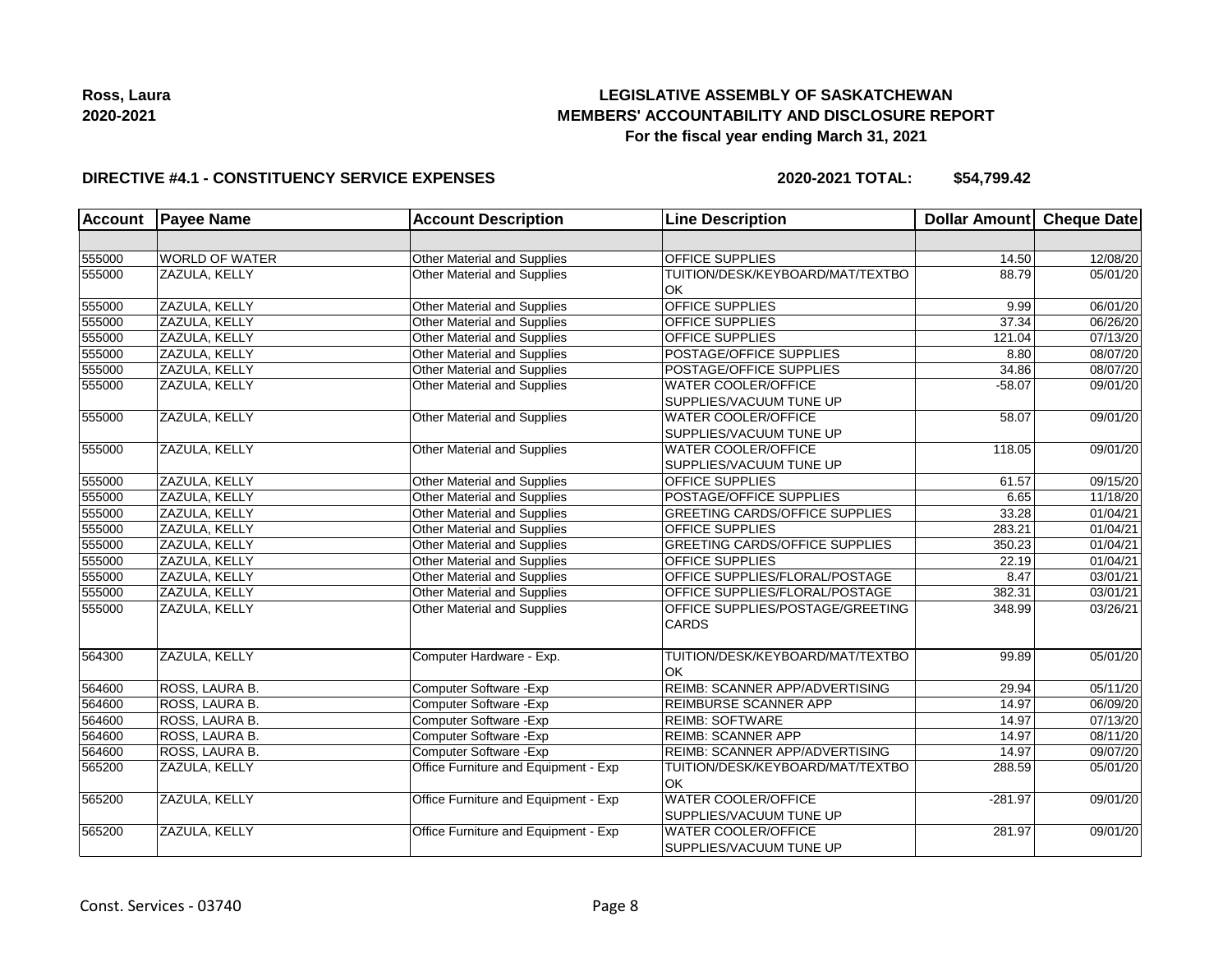**Ross, Laura**
**2020-2021**

# LEGISLATIVE ASSEMBLY OF SASKATCHEWAN
## MEMBERS' ACCOUNTABILITY AND DISCLOSURE REPORT
### For the fiscal year ending March 31, 2021

**DIRECTIVE #4.1 - CONSTITUENCY SERVICE EXPENSES** **2020-2021 TOTAL: $54,799.42**

| Account | Payee Name | Account Description | Line Description | Dollar Amount | Cheque Date |
|---|---|---|---|---|---|
| | | | | | |
| 555000 | WORLD OF WATER | Other Material and Supplies | OFFICE SUPPLIES | 14.50 | 12/08/20 |
| 555000 | ZAZULA, KELLY | Other Material and Supplies | TUITION/DESK/KEYBOARD/MAT/TEXTBOOK | 88.79 | 05/01/20 |
| 555000 | ZAZULA, KELLY | Other Material and Supplies | OFFICE SUPPLIES | 9.99 | 06/01/20 |
| 555000 | ZAZULA, KELLY | Other Material and Supplies | OFFICE SUPPLIES | 37.34 | 06/26/20 |
| 555000 | ZAZULA, KELLY | Other Material and Supplies | OFFICE SUPPLIES | 121.04 | 07/13/20 |
| 555000 | ZAZULA, KELLY | Other Material and Supplies | POSTAGE/OFFICE SUPPLIES | 8.80 | 08/07/20 |
| 555000 | ZAZULA, KELLY | Other Material and Supplies | POSTAGE/OFFICE SUPPLIES | 34.86 | 08/07/20 |
| 555000 | ZAZULA, KELLY | Other Material and Supplies | WATER COOLER/OFFICE SUPPLIES/VACUUM TUNE UP | -58.07 | 09/01/20 |
| 555000 | ZAZULA, KELLY | Other Material and Supplies | WATER COOLER/OFFICE SUPPLIES/VACUUM TUNE UP | 58.07 | 09/01/20 |
| 555000 | ZAZULA, KELLY | Other Material and Supplies | WATER COOLER/OFFICE SUPPLIES/VACUUM TUNE UP | 118.05 | 09/01/20 |
| 555000 | ZAZULA, KELLY | Other Material and Supplies | OFFICE SUPPLIES | 61.57 | 09/15/20 |
| 555000 | ZAZULA, KELLY | Other Material and Supplies | POSTAGE/OFFICE SUPPLIES | 6.65 | 11/18/20 |
| 555000 | ZAZULA, KELLY | Other Material and Supplies | GREETING CARDS/OFFICE SUPPLIES | 33.28 | 01/04/21 |
| 555000 | ZAZULA, KELLY | Other Material and Supplies | OFFICE SUPPLIES | 283.21 | 01/04/21 |
| 555000 | ZAZULA, KELLY | Other Material and Supplies | GREETING CARDS/OFFICE SUPPLIES | 350.23 | 01/04/21 |
| 555000 | ZAZULA, KELLY | Other Material and Supplies | OFFICE SUPPLIES | 22.19 | 01/04/21 |
| 555000 | ZAZULA, KELLY | Other Material and Supplies | OFFICE SUPPLIES/FLORAL/POSTAGE | 8.47 | 03/01/21 |
| 555000 | ZAZULA, KELLY | Other Material and Supplies | OFFICE SUPPLIES/FLORAL/POSTAGE | 382.31 | 03/01/21 |
| 555000 | ZAZULA, KELLY | Other Material and Supplies | OFFICE SUPPLIES/POSTAGE/GREETING CARDS | 348.99 | 03/26/21 |
| 564300 | ZAZULA, KELLY | Computer Hardware - Exp. | TUITION/DESK/KEYBOARD/MAT/TEXTBOOK | 99.89 | 05/01/20 |
| 564600 | ROSS, LAURA B. | Computer Software -Exp | REIMB: SCANNER APP/ADVERTISING | 29.94 | 05/11/20 |
| 564600 | ROSS, LAURA B. | Computer Software -Exp | REIMBURSE SCANNER APP | 14.97 | 06/09/20 |
| 564600 | ROSS, LAURA B. | Computer Software -Exp | REIMB: SOFTWARE | 14.97 | 07/13/20 |
| 564600 | ROSS, LAURA B. | Computer Software -Exp | REIMB: SCANNER APP | 14.97 | 08/11/20 |
| 564600 | ROSS, LAURA B. | Computer Software -Exp | REIMB: SCANNER APP/ADVERTISING | 14.97 | 09/07/20 |
| 565200 | ZAZULA, KELLY | Office Furniture and Equipment - Exp | TUITION/DESK/KEYBOARD/MAT/TEXTBOOK | 288.59 | 05/01/20 |
| 565200 | ZAZULA, KELLY | Office Furniture and Equipment - Exp | WATER COOLER/OFFICE SUPPLIES/VACUUM TUNE UP | -281.97 | 09/01/20 |
| 565200 | ZAZULA, KELLY | Office Furniture and Equipment - Exp | WATER COOLER/OFFICE SUPPLIES/VACUUM TUNE UP | 281.97 | 09/01/20 |

Const. Services - 03740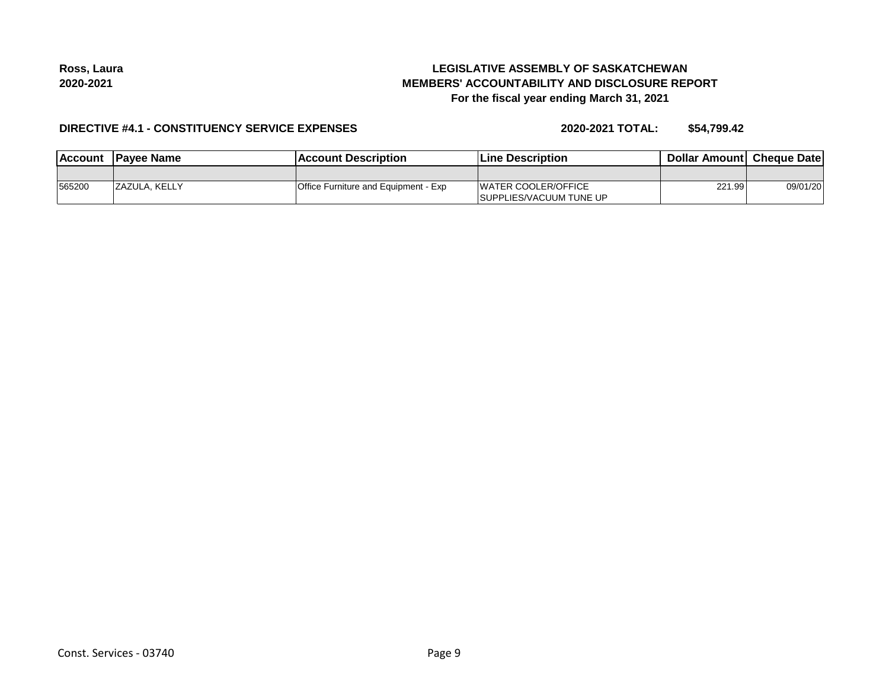**Ross, Laura**
**2020-2021**

**LEGISLATIVE ASSEMBLY OF SASKATCHEWAN**
**MEMBERS' ACCOUNTABILITY AND DISCLOSURE REPORT**
**For the fiscal year ending March 31, 2021**

**DIRECTIVE #4.1 - CONSTITUENCY SERVICE EXPENSES** **2020-2021 TOTAL: $54,799.42**

| Account | Payee Name | Account Description | Line Description | Dollar Amount | Cheque Date |
|---|---|---|---|---|---|
| | | | | | |
| 565200 | ZAZULA, KELLY | Office Furniture and Equipment - Exp | WATER COOLER/OFFICE SUPPLIES/VACUUM TUNE UP | 221.99 | 09/01/20 |

Const. Services - 03740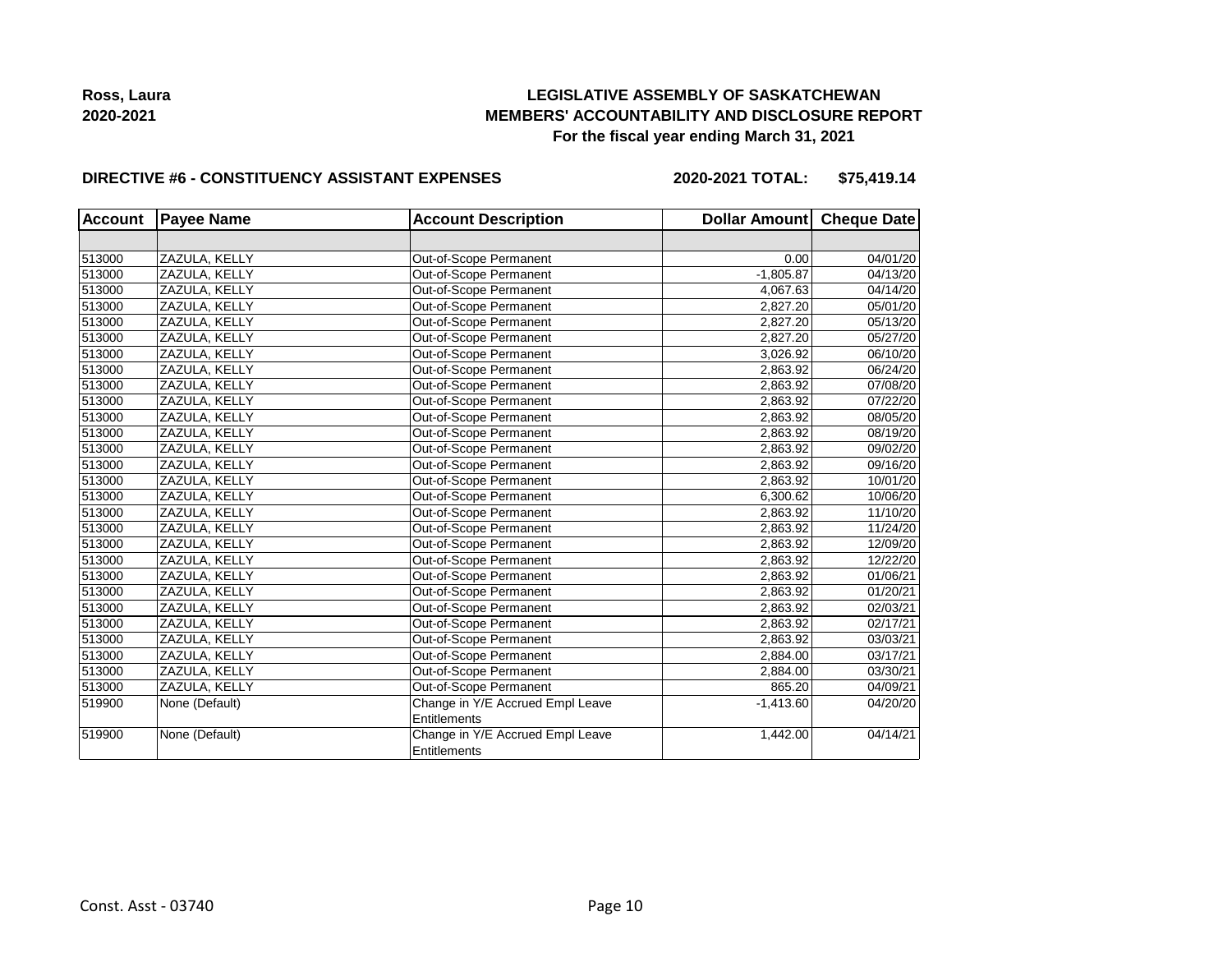**Ross, Laura**
**2020-2021**

**LEGISLATIVE ASSEMBLY OF SASKATCHEWAN**
**MEMBERS' ACCOUNTABILITY AND DISCLOSURE REPORT**
**For the fiscal year ending March 31, 2021**

**DIRECTIVE #6 - CONSTITUENCY ASSISTANT EXPENSES** **2020-2021 TOTAL: $75,419.14**

| Account | Payee Name | Account Description | Dollar Amount | Cheque Date |
|---|---|---|---|---|
| | | | | |
| 513000 | ZAZULA, KELLY | Out-of-Scope Permanent | 0.00 | 04/01/20 |
| 513000 | ZAZULA, KELLY | Out-of-Scope Permanent | -1,805.87 | 04/13/20 |
| 513000 | ZAZULA, KELLY | Out-of-Scope Permanent | 4,067.63 | 04/14/20 |
| 513000 | ZAZULA, KELLY | Out-of-Scope Permanent | 2,827.20 | 05/01/20 |
| 513000 | ZAZULA, KELLY | Out-of-Scope Permanent | 2,827.20 | 05/13/20 |
| 513000 | ZAZULA, KELLY | Out-of-Scope Permanent | 2,827.20 | 05/27/20 |
| 513000 | ZAZULA, KELLY | Out-of-Scope Permanent | 3,026.92 | 06/10/20 |
| 513000 | ZAZULA, KELLY | Out-of-Scope Permanent | 2,863.92 | 06/24/20 |
| 513000 | ZAZULA, KELLY | Out-of-Scope Permanent | 2,863.92 | 07/08/20 |
| 513000 | ZAZULA, KELLY | Out-of-Scope Permanent | 2,863.92 | 07/22/20 |
| 513000 | ZAZULA, KELLY | Out-of-Scope Permanent | 2,863.92 | 08/05/20 |
| 513000 | ZAZULA, KELLY | Out-of-Scope Permanent | 2,863.92 | 08/19/20 |
| 513000 | ZAZULA, KELLY | Out-of-Scope Permanent | 2,863.92 | 09/02/20 |
| 513000 | ZAZULA, KELLY | Out-of-Scope Permanent | 2,863.92 | 09/16/20 |
| 513000 | ZAZULA, KELLY | Out-of-Scope Permanent | 2,863.92 | 10/01/20 |
| 513000 | ZAZULA, KELLY | Out-of-Scope Permanent | 6,300.62 | 10/06/20 |
| 513000 | ZAZULA, KELLY | Out-of-Scope Permanent | 2,863.92 | 11/10/20 |
| 513000 | ZAZULA, KELLY | Out-of-Scope Permanent | 2,863.92 | 11/24/20 |
| 513000 | ZAZULA, KELLY | Out-of-Scope Permanent | 2,863.92 | 12/09/20 |
| 513000 | ZAZULA, KELLY | Out-of-Scope Permanent | 2,863.92 | 12/22/20 |
| 513000 | ZAZULA, KELLY | Out-of-Scope Permanent | 2,863.92 | 01/06/21 |
| 513000 | ZAZULA, KELLY | Out-of-Scope Permanent | 2,863.92 | 01/20/21 |
| 513000 | ZAZULA, KELLY | Out-of-Scope Permanent | 2,863.92 | 02/03/21 |
| 513000 | ZAZULA, KELLY | Out-of-Scope Permanent | 2,863.92 | 02/17/21 |
| 513000 | ZAZULA, KELLY | Out-of-Scope Permanent | 2,863.92 | 03/03/21 |
| 513000 | ZAZULA, KELLY | Out-of-Scope Permanent | 2,884.00 | 03/17/21 |
| 513000 | ZAZULA, KELLY | Out-of-Scope Permanent | 2,884.00 | 03/30/21 |
| 513000 | ZAZULA, KELLY | Out-of-Scope Permanent | 865.20 | 04/09/21 |
| 519900 | None (Default) | Change in Y/E Accrued Empl Leave Entitlements | -1,413.60 | 04/20/20 |
| 519900 | None (Default) | Change in Y/E Accrued Empl Leave Entitlements | 1,442.00 | 04/14/21 |

Const. Asst - 03740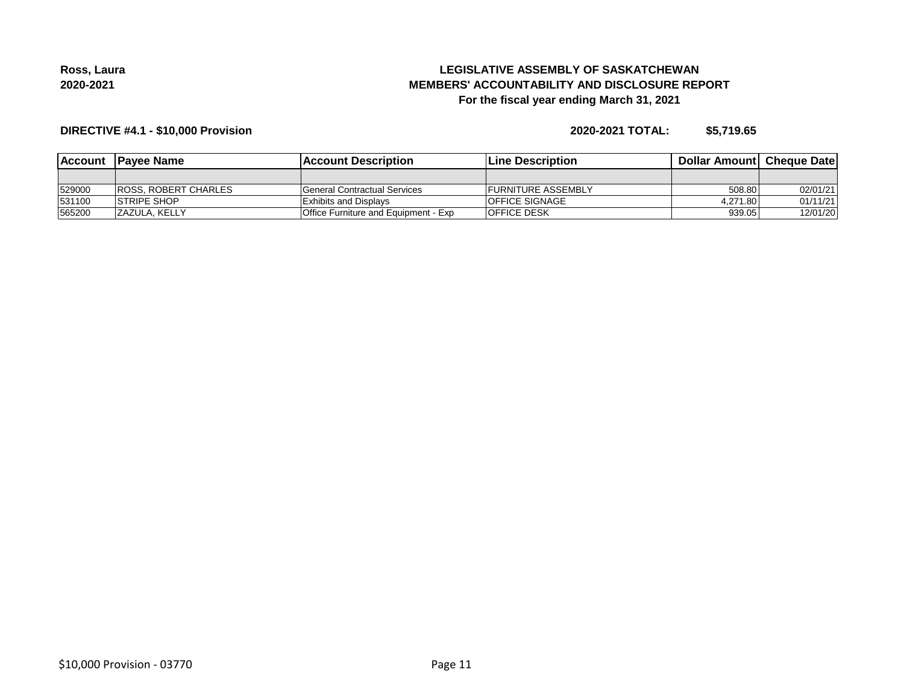**Ross, Laura**
**2020-2021**

# LEGISLATIVE ASSEMBLY OF SASKATCHEWAN
## MEMBERS' ACCOUNTABILITY AND DISCLOSURE REPORT
### For the fiscal year ending March 31, 2021

**DIRECTIVE #4.1 - $10,000 Provision** **2020-2021 TOTAL: $5,719.65**

| Account | Payee Name | Account Description | Line Description | Dollar Amount | Cheque Date |
|---|---|---|---|---|---|
| | | | | | |
| 529000 | ROSS, ROBERT CHARLES | General Contractual Services | FURNITURE ASSEMBLY | 508.80 | 02/01/21 |
| 531100 | STRIPE SHOP | Exhibits and Displays | OFFICE SIGNAGE | 4,271.80 | 01/11/21 |
| 565200 | ZAZULA, KELLY | Office Furniture and Equipment - Exp | OFFICE DESK | 939.05 | 12/01/20 |

$10,000 Provision - 03770